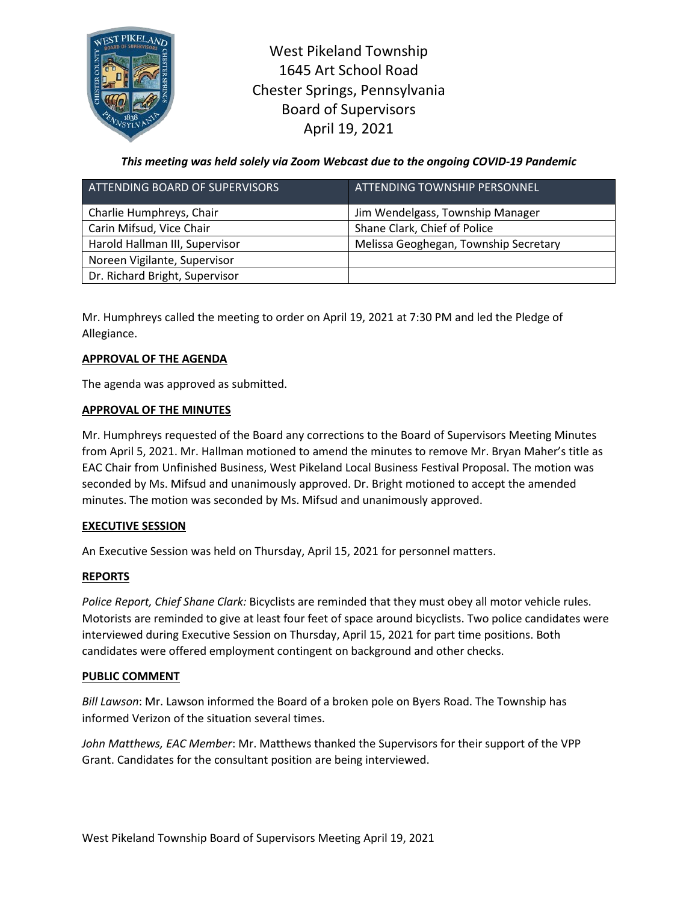# West Pikeland Township
## 1645 Art School Road
## Chester Springs, Pennsylvania
## Board of Supervisors
## April 19, 2021

***This meeting was held solely via Zoom Webcast due to the ongoing COVID-19 Pandemic***

| ATTENDING BOARD OF SUPERVISORS | ATTENDING TOWNSHIP PERSONNEL |
|---|---|
| Charlie Humphreys, Chair | Jim Wendelgass, Township Manager |
| Carin Mifsud, Vice Chair | Shane Clark, Chief of Police |
| Harold Hallman III, Supervisor | Melissa Geoghegan, Township Secretary |
| Noreen Vigilante, Supervisor | |
| Dr. Richard Bright, Supervisor | |

Mr. Humphreys called the meeting to order on April 19, 2021 at 7:30 PM and led the Pledge of Allegiance.

**APPROVAL OF THE AGENDA**

The agenda was approved as submitted.

**APPROVAL OF THE MINUTES**

Mr. Humphreys requested of the Board any corrections to the Board of Supervisors Meeting Minutes from April 5, 2021. Mr. Hallman motioned to amend the minutes to remove Mr. Bryan Maher's title as EAC Chair from Unfinished Business, West Pikeland Local Business Festival Proposal. The motion was seconded by Ms. Mifsud and unanimously approved. Dr. Bright motioned to accept the amended minutes. The motion was seconded by Ms. Mifsud and unanimously approved.

**EXECUTIVE SESSION**

An Executive Session was held on Thursday, April 15, 2021 for personnel matters.

**REPORTS**

*Police Report, Chief Shane Clark:* Bicyclists are reminded that they must obey all motor vehicle rules. Motorists are reminded to give at least four feet of space around bicyclists. Two police candidates were interviewed during Executive Session on Thursday, April 15, 2021 for part time positions. Both candidates were offered employment contingent on background and other checks.

**PUBLIC COMMENT**

*Bill Lawson*: Mr. Lawson informed the Board of a broken pole on Byers Road. The Township has informed Verizon of the situation several times.

*John Matthews, EAC Member*: Mr. Matthews thanked the Supervisors for their support of the VPP Grant. Candidates for the consultant position are being interviewed.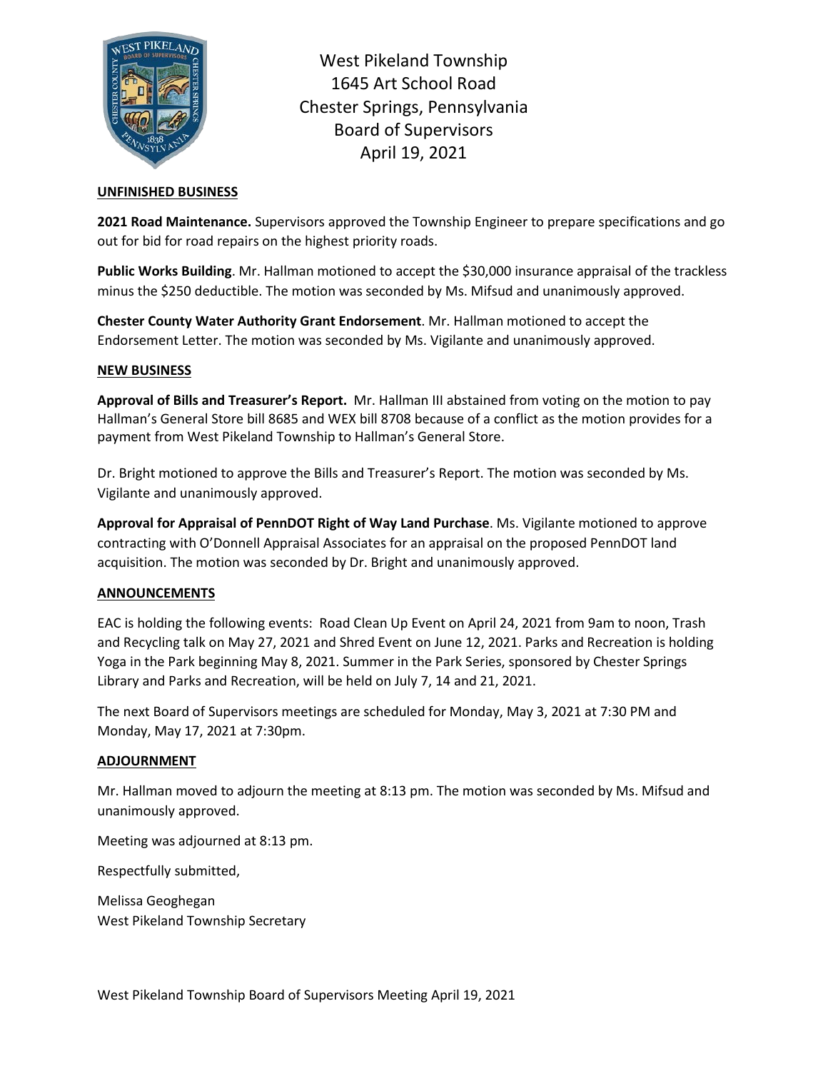West Pikeland Township
1645 Art School Road
Chester Springs, Pennsylvania
Board of Supervisors
April 19, 2021

**UNFINISHED BUSINESS**

**2021 Road Maintenance.** Supervisors approved the Township Engineer to prepare specifications and go out for bid for road repairs on the highest priority roads.

**Public Works Building**. Mr. Hallman motioned to accept the $30,000 insurance appraisal of the trackless minus the $250 deductible. The motion was seconded by Ms. Mifsud and unanimously approved.

**Chester County Water Authority Grant Endorsement**. Mr. Hallman motioned to accept the Endorsement Letter. The motion was seconded by Ms. Vigilante and unanimously approved.

**NEW BUSINESS**

**Approval of Bills and Treasurer's Report.** Mr. Hallman III abstained from voting on the motion to pay Hallman's General Store bill 8685 and WEX bill 8708 because of a conflict as the motion provides for a payment from West Pikeland Township to Hallman's General Store.

Dr. Bright motioned to approve the Bills and Treasurer's Report. The motion was seconded by Ms. Vigilante and unanimously approved.

**Approval for Appraisal of PennDOT Right of Way Land Purchase**. Ms. Vigilante motioned to approve contracting with O'Donnell Appraisal Associates for an appraisal on the proposed PennDOT land acquisition. The motion was seconded by Dr. Bright and unanimously approved.

**ANNOUNCEMENTS**

EAC is holding the following events: Road Clean Up Event on April 24, 2021 from 9am to noon, Trash and Recycling talk on May 27, 2021 and Shred Event on June 12, 2021. Parks and Recreation is holding Yoga in the Park beginning May 8, 2021. Summer in the Park Series, sponsored by Chester Springs Library and Parks and Recreation, will be held on July 7, 14 and 21, 2021.

The next Board of Supervisors meetings are scheduled for Monday, May 3, 2021 at 7:30 PM and Monday, May 17, 2021 at 7:30pm.

**ADJOURNMENT**

Mr. Hallman moved to adjourn the meeting at 8:13 pm. The motion was seconded by Ms. Mifsud and unanimously approved.

Meeting was adjourned at 8:13 pm.

Respectfully submitted,

Melissa Geoghegan
West Pikeland Township Secretary